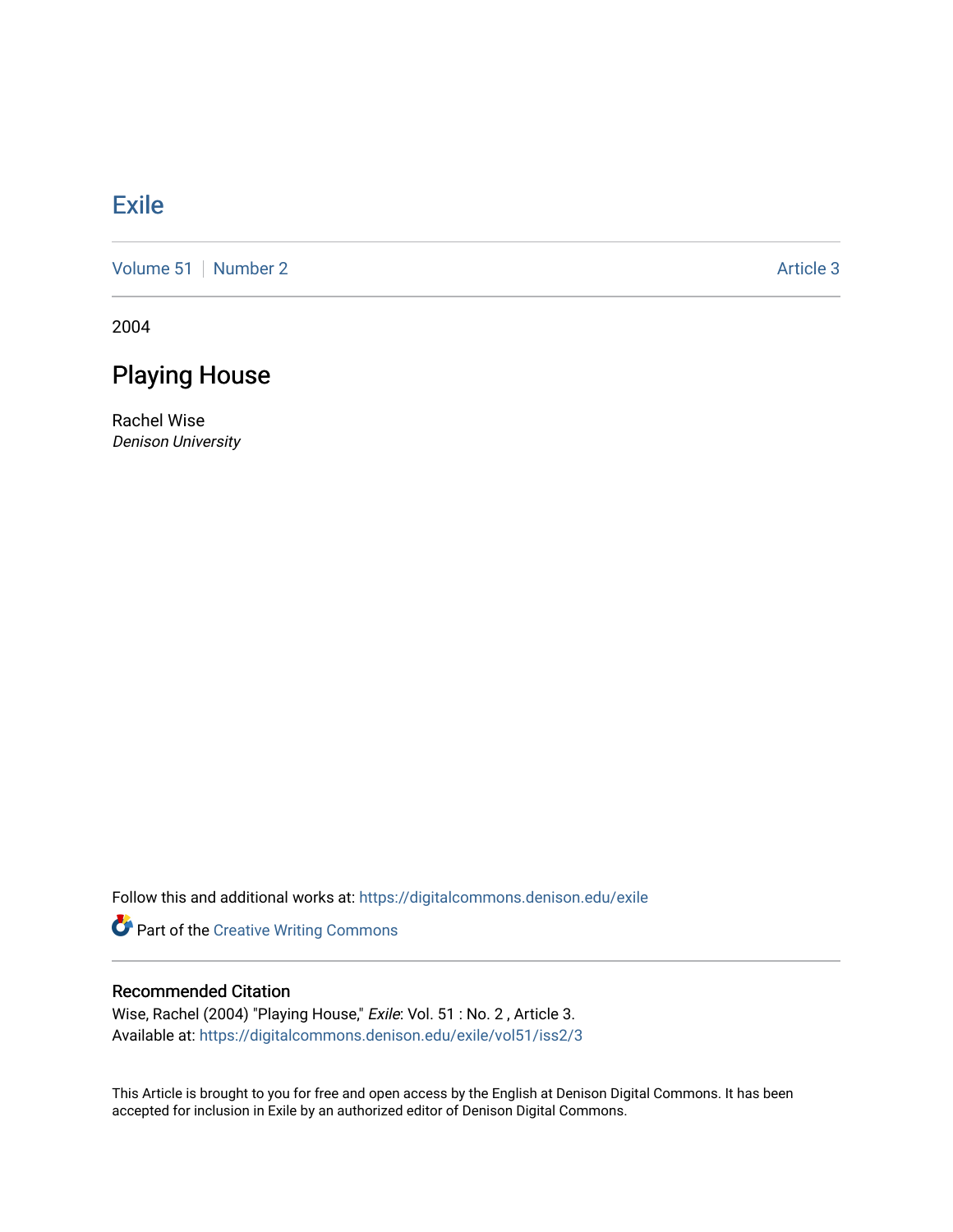# Exile

Volume 51 | Number 2 | Article 3

2004

## Playing House

Rachel Wise
*Denison University*

Follow this and additional works at: https://digitalcommons.denison.edu/exile

Part of the Creative Writing Commons

### Recommended Citation

Wise, Rachel (2004) "Playing House," *Exile*: Vol. 51 : No. 2 , Article 3.
Available at: https://digitalcommons.denison.edu/exile/vol51/iss2/3

This Article is brought to you for free and open access by the English at Denison Digital Commons. It has been accepted for inclusion in Exile by an authorized editor of Denison Digital Commons.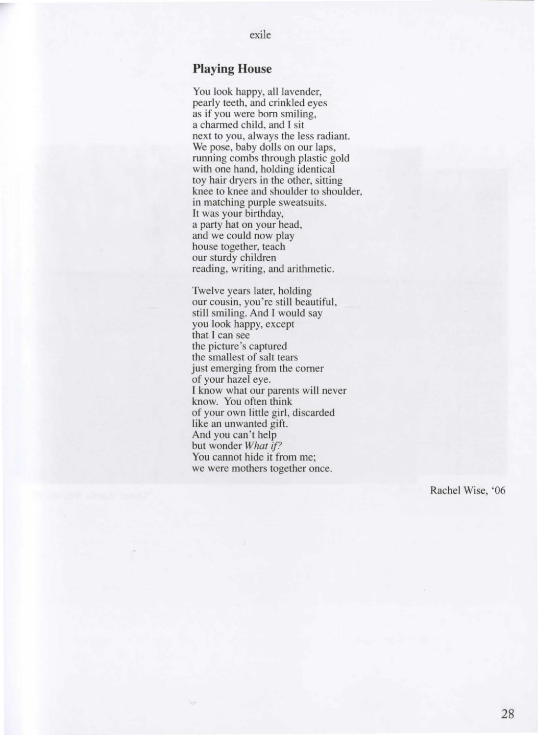## Playing House

You look happy, all lavender,
pearly teeth, and crinkled eyes
as if you were born smiling,
a charmed child, and I sit
next to you, always the less radiant.
We pose, baby dolls on our laps,
running combs through plastic gold
with one hand, holding identical
toy hair dryers in the other, sitting
knee to knee and shoulder to shoulder,
in matching purple sweatsuits.
It was your birthday,
a party hat on your head,
and we could now play
house together, teach
our sturdy children
reading, writing, and arithmetic.

Twelve years later, holding
our cousin, you're still beautiful,
still smiling. And I would say
you look happy, except
that I can see
the picture's captured
the smallest of salt tears
just emerging from the corner
of your hazel eye.
I know what our parents will never
know. You often think
of your own little girl, discarded
like an unwanted gift.
And you can't help
but wonder *What if?*
You cannot hide it from me;
we were mothers together once.

Rachel Wise, '06